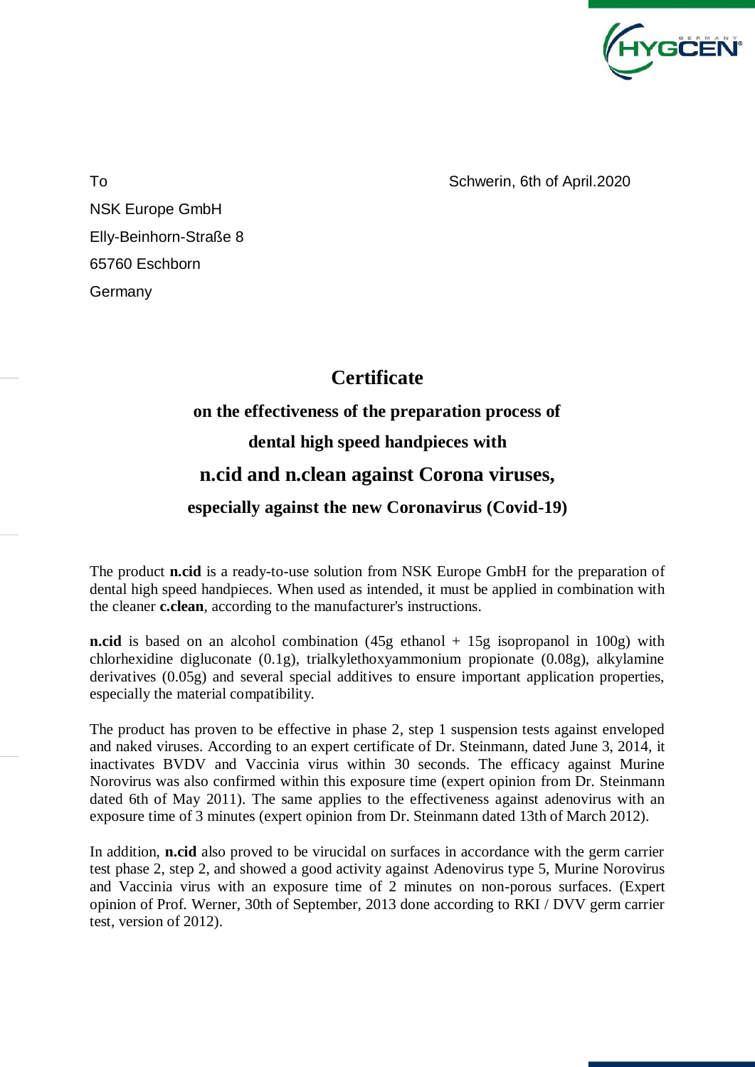To

Schwerin, 6th of April.2020

NSK Europe GmbH
Elly-Beinhorn-Straße 8
65760 Eschborn
Germany

# Certificate

## on the effectiveness of the preparation process of dental high speed handpieces with n.cid and n.clean against Corona viruses, especially against the new Coronavirus (Covid-19)

The product **n.cid** is a ready-to-use solution from NSK Europe GmbH for the preparation of dental high speed handpieces. When used as intended, it must be applied in combination with the cleaner **c.clean**, according to the manufacturer's instructions.

**n.cid** is based on an alcohol combination (45g ethanol + 15g isopropanol in 100g) with chlorhexidine digluconate (0.1g), trialkylethoxyammonium propionate (0.08g), alkylamine derivatives (0.05g) and several special additives to ensure important application properties, especially the material compatibility.

The product has proven to be effective in phase 2, step 1 suspension tests against enveloped and naked viruses. According to an expert certificate of Dr. Steinmann, dated June 3, 2014, it inactivates BVDV and Vaccinia virus within 30 seconds. The efficacy against Murine Norovirus was also confirmed within this exposure time (expert opinion from Dr. Steinmann dated 6th of May 2011). The same applies to the effectiveness against adenovirus with an exposure time of 3 minutes (expert opinion from Dr. Steinmann dated 13th of March 2012).

In addition, **n.cid** also proved to be virucidal on surfaces in accordance with the germ carrier test phase 2, step 2, and showed a good activity against Adenovirus type 5, Murine Norovirus and Vaccinia virus with an exposure time of 2 minutes on non-porous surfaces. (Expert opinion of Prof. Werner, 30th of September, 2013 done according to RKI / DVV germ carrier test, version of 2012).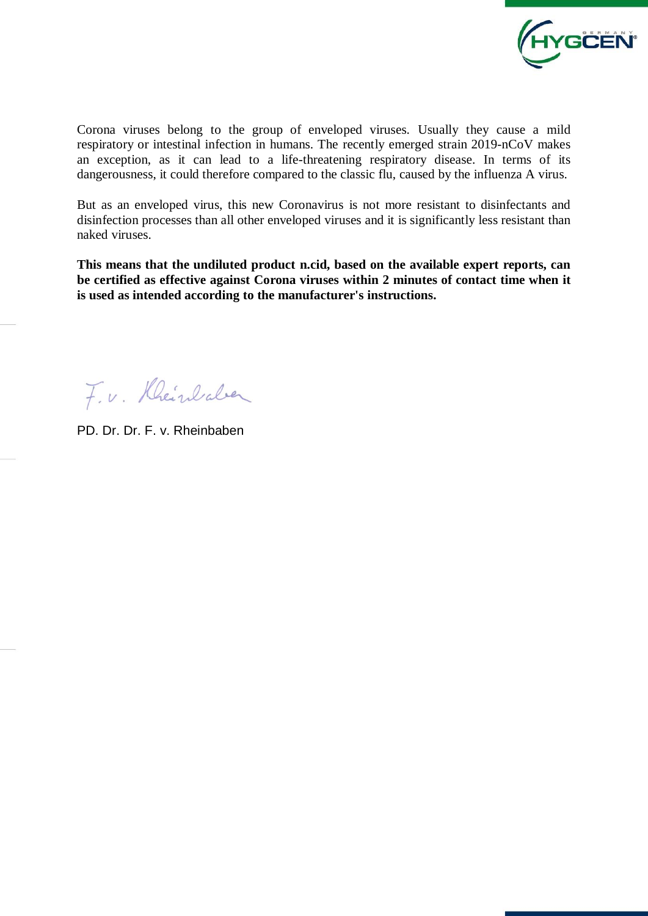Corona viruses belong to the group of enveloped viruses. Usually they cause a mild respiratory or intestinal infection in humans. The recently emerged strain 2019-nCoV makes an exception, as it can lead to a life-threatening respiratory disease. In terms of its dangerousness, it could therefore compared to the classic flu, caused by the influenza A virus.

But as an enveloped virus, this new Coronavirus is not more resistant to disinfectants and disinfection processes than all other enveloped viruses and it is significantly less resistant than naked viruses.

**This means that the undiluted product n.cid, based on the available expert reports, can be certified as effective against Corona viruses within 2 minutes of contact time when it is used as intended according to the manufacturer's instructions.**

F. v. Rheinbaben

PD. Dr. Dr. F. v. Rheinbaben